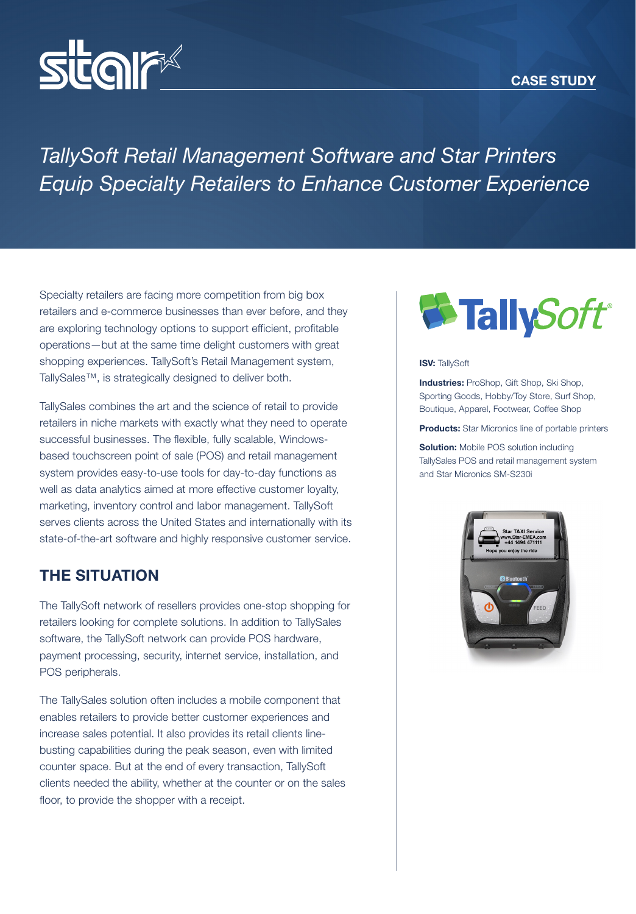CASE STUDY

# TallySoft Retail Management Software and Star Printers Equip Specialty Retailers to Enhance Customer Experience

Specialty retailers are facing more competition from big box retailers and e-commerce businesses than ever before, and they are exploring technology options to support efficient, profitable operations—but at the same time delight customers with great shopping experiences. TallySoft's Retail Management system, TallySales™, is strategically designed to deliver both.

TallySales combines the art and the science of retail to provide retailers in niche markets with exactly what they need to operate successful businesses. The flexible, fully scalable, Windows-based touchscreen point of sale (POS) and retail management system provides easy-to-use tools for day-to-day functions as well as data analytics aimed at more effective customer loyalty, marketing, inventory control and labor management. TallySoft serves clients across the United States and internationally with its state-of-the-art software and highly responsive customer service.

## THE SITUATION

The TallySoft network of resellers provides one-stop shopping for retailers looking for complete solutions. In addition to TallySales software, the TallySoft network can provide POS hardware, payment processing, security, internet service, installation, and POS peripherals.

The TallySales solution often includes a mobile component that enables retailers to provide better customer experiences and increase sales potential. It also provides its retail clients line-busting capabilities during the peak season, even with limited counter space. But at the end of every transaction, TallySoft clients needed the ability, whether at the counter or on the sales floor, to provide the shopper with a receipt.

**ISV:** TallySoft

**Industries:** ProShop, Gift Shop, Ski Shop, Sporting Goods, Hobby/Toy Store, Surf Shop, Boutique, Apparel, Footwear, Coffee Shop

**Products:** Star Micronics line of portable printers

**Solution:** Mobile POS solution including TallySales POS and retail management system and Star Micronics SM-S230i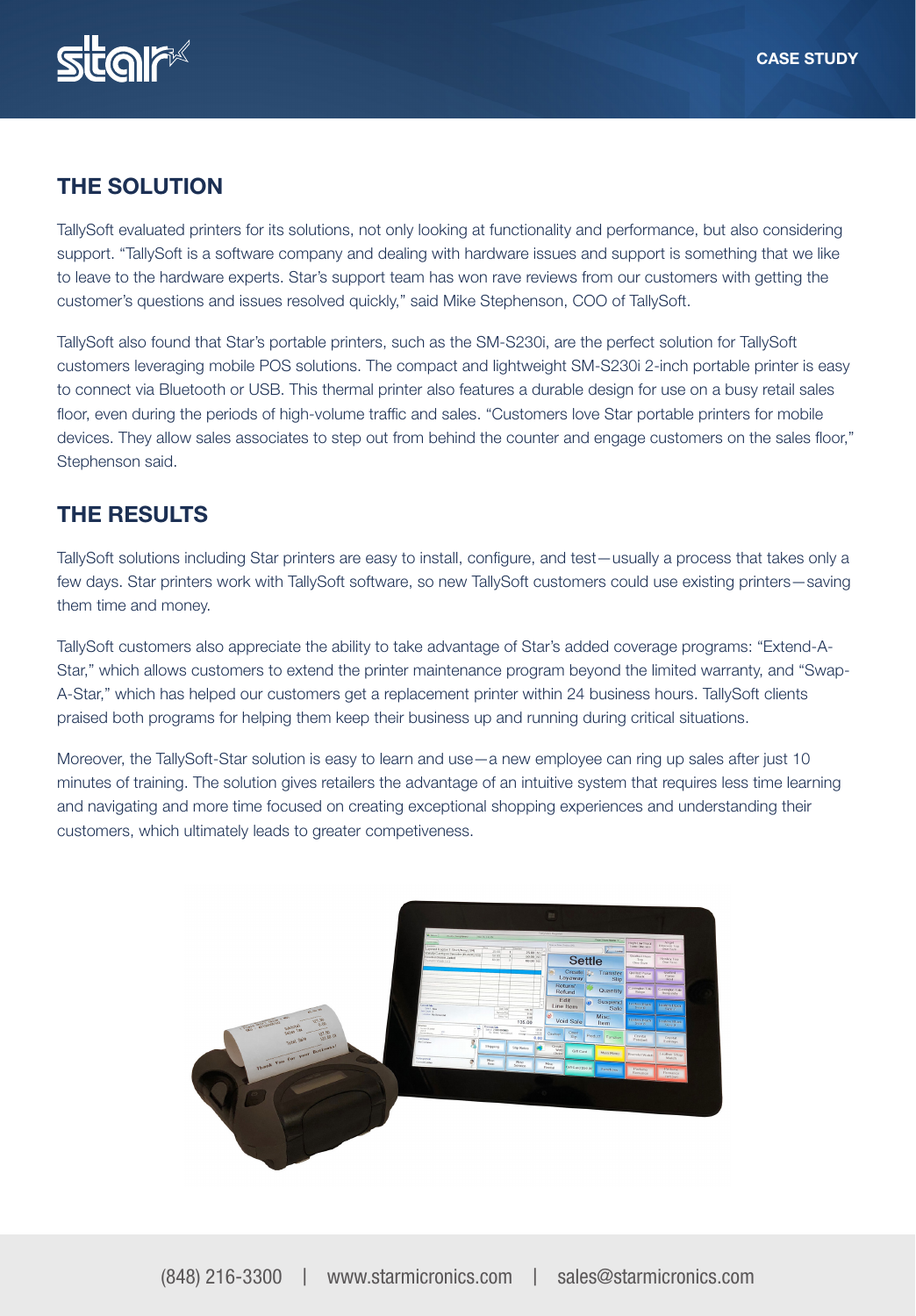## THE SOLUTION

TallySoft evaluated printers for its solutions, not only looking at functionality and performance, but also considering support. "TallySoft is a software company and dealing with hardware issues and support is something that we like to leave to the hardware experts. Star's support team has won rave reviews from our customers with getting the customer's questions and issues resolved quickly," said Mike Stephenson, COO of TallySoft.

TallySoft also found that Star's portable printers, such as the SM-S230i, are the perfect solution for TallySoft customers leveraging mobile POS solutions. The compact and lightweight SM-S230i 2-inch portable printer is easy to connect via Bluetooth or USB. This thermal printer also features a durable design for use on a busy retail sales floor, even during the periods of high-volume traffic and sales. "Customers love Star portable printers for mobile devices. They allow sales associates to step out from behind the counter and engage customers on the sales floor," Stephenson said.

## THE RESULTS

TallySoft solutions including Star printers are easy to install, configure, and test—usually a process that takes only a few days. Star printers work with TallySoft software, so new TallySoft customers could use existing printers—saving them time and money.

TallySoft customers also appreciate the ability to take advantage of Star's added coverage programs: "Extend-A-Star," which allows customers to extend the printer maintenance program beyond the limited warranty, and "Swap-A-Star," which has helped our customers get a replacement printer within 24 business hours. TallySoft clients praised both programs for helping them keep their business up and running during critical situations.

Moreover, the TallySoft-Star solution is easy to learn and use—a new employee can ring up sales after just 10 minutes of training. The solution gives retailers the advantage of an intuitive system that requires less time learning and navigating and more time focused on creating exceptional shopping experiences and understanding their customers, which ultimately leads to greater competiveness.

(848) 216-3300 | www.starmicronics.com | sales@starmicronics.com